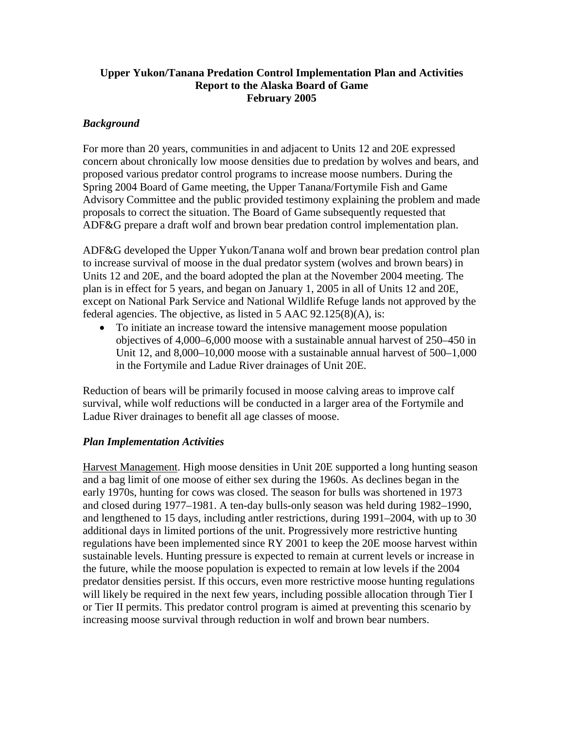**Upper Yukon/Tanana Predation Control Implementation Plan and Activities**
**Report to the Alaska Board of Game**
**February 2005**

### *Background*

For more than 20 years, communities in and adjacent to Units 12 and 20E expressed concern about chronically low moose densities due to predation by wolves and bears, and proposed various predator control programs to increase moose numbers. During the Spring 2004 Board of Game meeting, the Upper Tanana/Fortymile Fish and Game Advisory Committee and the public provided testimony explaining the problem and made proposals to correct the situation. The Board of Game subsequently requested that ADF&G prepare a draft wolf and brown bear predation control implementation plan.

ADF&G developed the Upper Yukon/Tanana wolf and brown bear predation control plan to increase survival of moose in the dual predator system (wolves and brown bears) in Units 12 and 20E, and the board adopted the plan at the November 2004 meeting. The plan is in effect for 5 years, and began on January 1, 2005 in all of Units 12 and 20E, except on National Park Service and National Wildlife Refuge lands not approved by the federal agencies. The objective, as listed in 5 AAC 92.125(8)(A), is:

- To initiate an increase toward the intensive management moose population objectives of 4,000–6,000 moose with a sustainable annual harvest of 250–450 in Unit 12, and 8,000–10,000 moose with a sustainable annual harvest of 500–1,000 in the Fortymile and Ladue River drainages of Unit 20E.

Reduction of bears will be primarily focused in moose calving areas to improve calf survival, while wolf reductions will be conducted in a larger area of the Fortymile and Ladue River drainages to benefit all age classes of moose.

### *Plan Implementation Activities*

<u>Harvest Management</u>. High moose densities in Unit 20E supported a long hunting season and a bag limit of one moose of either sex during the 1960s. As declines began in the early 1970s, hunting for cows was closed. The season for bulls was shortened in 1973 and closed during 1977–1981. A ten-day bulls-only season was held during 1982–1990, and lengthened to 15 days, including antler restrictions, during 1991–2004, with up to 30 additional days in limited portions of the unit. Progressively more restrictive hunting regulations have been implemented since RY 2001 to keep the 20E moose harvest within sustainable levels. Hunting pressure is expected to remain at current levels or increase in the future, while the moose population is expected to remain at low levels if the 2004 predator densities persist. If this occurs, even more restrictive moose hunting regulations will likely be required in the next few years, including possible allocation through Tier I or Tier II permits. This predator control program is aimed at preventing this scenario by increasing moose survival through reduction in wolf and brown bear numbers.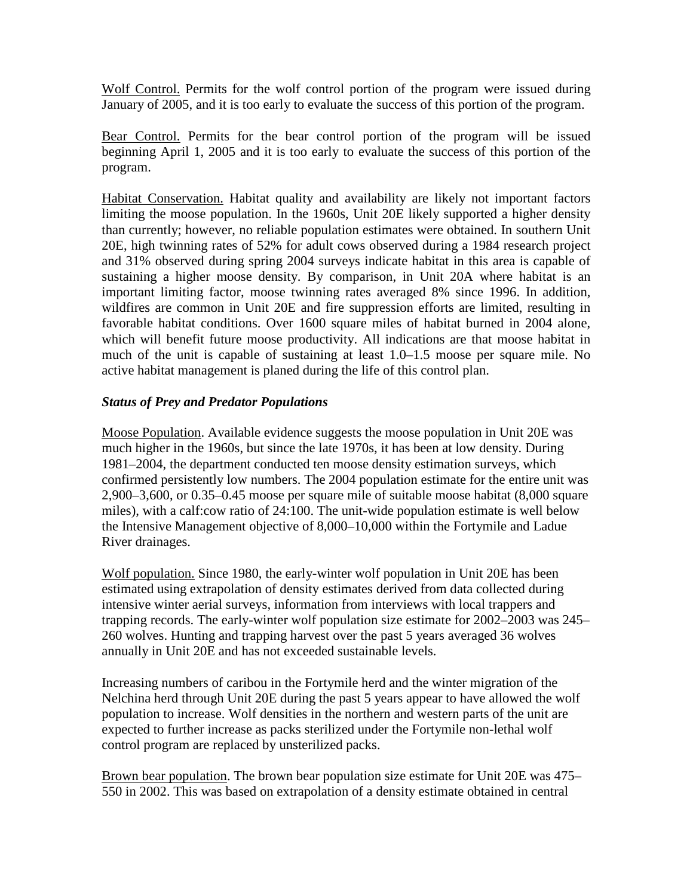Wolf Control. Permits for the wolf control portion of the program were issued during January of 2005, and it is too early to evaluate the success of this portion of the program.

Bear Control. Permits for the bear control portion of the program will be issued beginning April 1, 2005 and it is too early to evaluate the success of this portion of the program.

Habitat Conservation. Habitat quality and availability are likely not important factors limiting the moose population. In the 1960s, Unit 20E likely supported a higher density than currently; however, no reliable population estimates were obtained. In southern Unit 20E, high twinning rates of 52% for adult cows observed during a 1984 research project and 31% observed during spring 2004 surveys indicate habitat in this area is capable of sustaining a higher moose density. By comparison, in Unit 20A where habitat is an important limiting factor, moose twinning rates averaged 8% since 1996. In addition, wildfires are common in Unit 20E and fire suppression efforts are limited, resulting in favorable habitat conditions. Over 1600 square miles of habitat burned in 2004 alone, which will benefit future moose productivity. All indications are that moose habitat in much of the unit is capable of sustaining at least 1.0–1.5 moose per square mile. No active habitat management is planed during the life of this control plan.

### *Status of Prey and Predator Populations*

Moose Population. Available evidence suggests the moose population in Unit 20E was much higher in the 1960s, but since the late 1970s, it has been at low density. During 1981–2004, the department conducted ten moose density estimation surveys, which confirmed persistently low numbers. The 2004 population estimate for the entire unit was 2,900–3,600, or 0.35–0.45 moose per square mile of suitable moose habitat (8,000 square miles), with a calf:cow ratio of 24:100. The unit-wide population estimate is well below the Intensive Management objective of 8,000–10,000 within the Fortymile and Ladue River drainages.

Wolf population. Since 1980, the early-winter wolf population in Unit 20E has been estimated using extrapolation of density estimates derived from data collected during intensive winter aerial surveys, information from interviews with local trappers and trapping records. The early-winter wolf population size estimate for 2002–2003 was 245–260 wolves. Hunting and trapping harvest over the past 5 years averaged 36 wolves annually in Unit 20E and has not exceeded sustainable levels.

Increasing numbers of caribou in the Fortymile herd and the winter migration of the Nelchina herd through Unit 20E during the past 5 years appear to have allowed the wolf population to increase. Wolf densities in the northern and western parts of the unit are expected to further increase as packs sterilized under the Fortymile non-lethal wolf control program are replaced by unsterilized packs.

Brown bear population. The brown bear population size estimate for Unit 20E was 475–550 in 2002. This was based on extrapolation of a density estimate obtained in central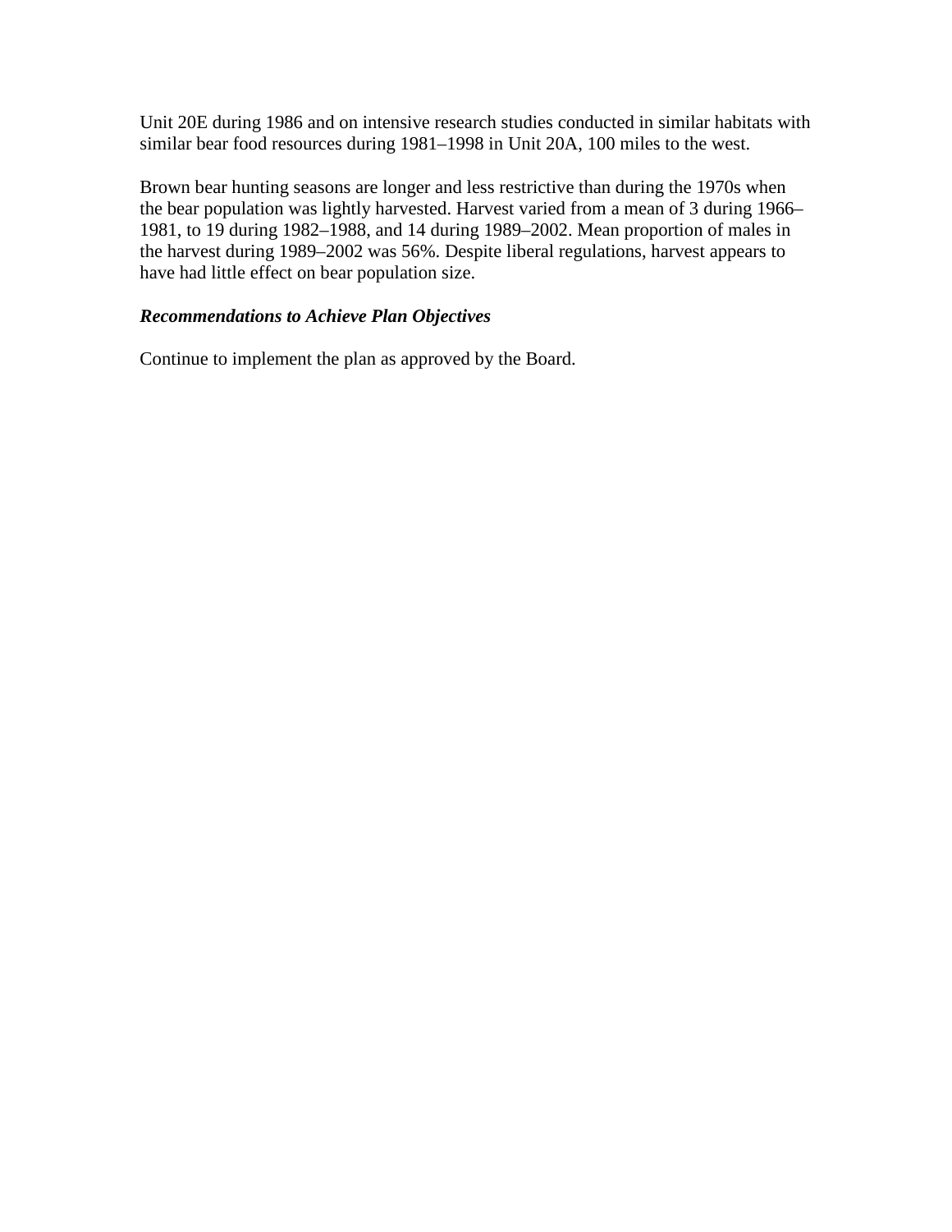Unit 20E during 1986 and on intensive research studies conducted in similar habitats with similar bear food resources during 1981–1998 in Unit 20A, 100 miles to the west.

Brown bear hunting seasons are longer and less restrictive than during the 1970s when the bear population was lightly harvested. Harvest varied from a mean of 3 during 1966–1981, to 19 during 1982–1988, and 14 during 1989–2002. Mean proportion of males in the harvest during 1989–2002 was 56%. Despite liberal regulations, harvest appears to have had little effect on bear population size.

***Recommendations to Achieve Plan Objectives***

Continue to implement the plan as approved by the Board.